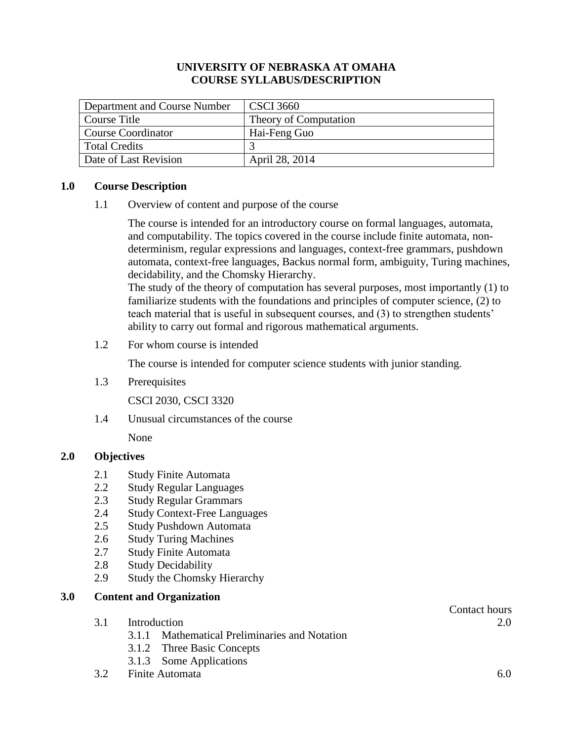# UNIVERSITY OF NEBRASKA AT OMAHA
# COURSE SYLLABUS/DESCRIPTION

| | |
|---|---|
| Department and Course Number | CSCI 3660 |
| Course Title | Theory of Computation |
| Course Coordinator | Hai-Feng Guo |
| Total Credits | 3 |
| Date of Last Revision | April 28, 2014 |

## 1.0 Course Description

1.1 Overview of content and purpose of the course

The course is intended for an introductory course on formal languages, automata, and computability. The topics covered in the course include finite automata, non-determinism, regular expressions and languages, context-free grammars, pushdown automata, context-free languages, Backus normal form, ambiguity, Turing machines, decidability, and the Chomsky Hierarchy.
The study of the theory of computation has several purposes, most importantly (1) to familiarize students with the foundations and principles of computer science, (2) to teach material that is useful in subsequent courses, and (3) to strengthen students' ability to carry out formal and rigorous mathematical arguments.

1.2 For whom course is intended

The course is intended for computer science students with junior standing.

1.3 Prerequisites

CSCI 2030, CSCI 3320

1.4 Unusual circumstances of the course

None

## 2.0 Objectives

2.1 Study Finite Automata
2.2 Study Regular Languages
2.3 Study Regular Grammars
2.4 Study Context-Free Languages
2.5 Study Pushdown Automata
2.6 Study Turing Machines
2.7 Study Finite Automata
2.8 Study Decidability
2.9 Study the Chomsky Hierarchy

## 3.0 Content and Organization

| | Contact hours |
|---|---|
| 3.1 Introduction | 2.0 |
| 3.1.1 Mathematical Preliminaries and Notation | |
| 3.1.2 Three Basic Concepts | |
| 3.1.3 Some Applications | |
| 3.2 Finite Automata | 6.0 |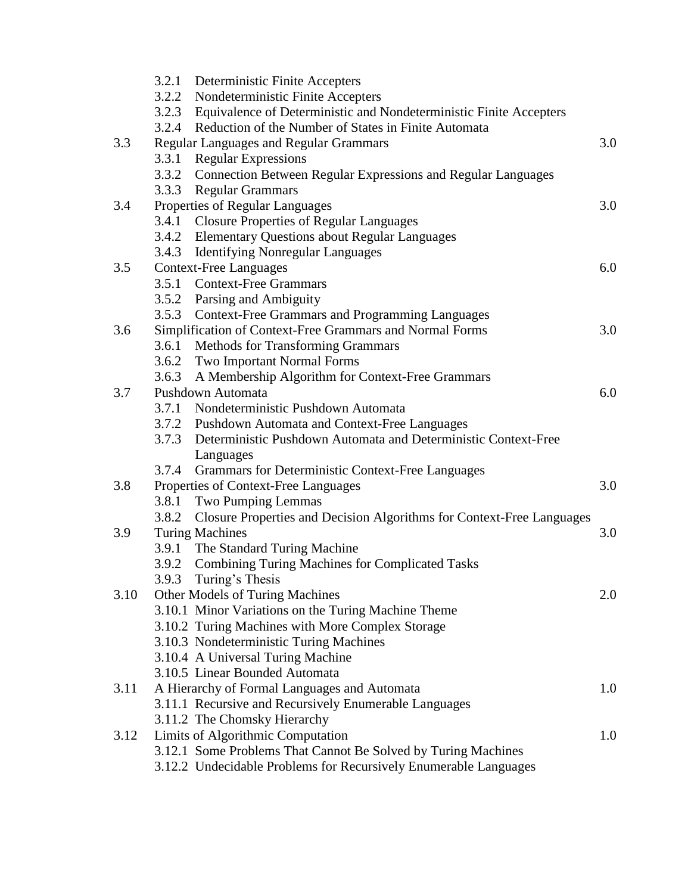| | | |
|---|---|---|
| | 3.2.1 Deterministic Finite Accepters | |
| | 3.2.2 Nondeterministic Finite Accepters | |
| | 3.2.3 Equivalence of Deterministic and Nondeterministic Finite Accepters | |
| | 3.2.4 Reduction of the Number of States in Finite Automata | |
| 3.3 | Regular Languages and Regular Grammars | 3.0 |
| | 3.3.1 Regular Expressions | |
| | 3.3.2 Connection Between Regular Expressions and Regular Languages | |
| | 3.3.3 Regular Grammars | |
| 3.4 | Properties of Regular Languages | 3.0 |
| | 3.4.1 Closure Properties of Regular Languages | |
| | 3.4.2 Elementary Questions about Regular Languages | |
| | 3.4.3 Identifying Nonregular Languages | |
| 3.5 | Context-Free Languages | 6.0 |
| | 3.5.1 Context-Free Grammars | |
| | 3.5.2 Parsing and Ambiguity | |
| | 3.5.3 Context-Free Grammars and Programming Languages | |
| 3.6 | Simplification of Context-Free Grammars and Normal Forms | 3.0 |
| | 3.6.1 Methods for Transforming Grammars | |
| | 3.6.2 Two Important Normal Forms | |
| | 3.6.3 A Membership Algorithm for Context-Free Grammars | |
| 3.7 | Pushdown Automata | 6.0 |
| | 3.7.1 Nondeterministic Pushdown Automata | |
| | 3.7.2 Pushdown Automata and Context-Free Languages | |
| | 3.7.3 Deterministic Pushdown Automata and Deterministic Context-Free Languages | |
| | 3.7.4 Grammars for Deterministic Context-Free Languages | |
| 3.8 | Properties of Context-Free Languages | 3.0 |
| | 3.8.1 Two Pumping Lemmas | |
| | 3.8.2 Closure Properties and Decision Algorithms for Context-Free Languages | |
| 3.9 | Turing Machines | 3.0 |
| | 3.9.1 The Standard Turing Machine | |
| | 3.9.2 Combining Turing Machines for Complicated Tasks | |
| | 3.9.3 Turing's Thesis | |
| 3.10 | Other Models of Turing Machines | 2.0 |
| | 3.10.1 Minor Variations on the Turing Machine Theme | |
| | 3.10.2 Turing Machines with More Complex Storage | |
| | 3.10.3 Nondeterministic Turing Machines | |
| | 3.10.4 A Universal Turing Machine | |
| | 3.10.5 Linear Bounded Automata | |
| 3.11 | A Hierarchy of Formal Languages and Automata | 1.0 |
| | 3.11.1 Recursive and Recursively Enumerable Languages | |
| | 3.11.2 The Chomsky Hierarchy | |
| 3.12 | Limits of Algorithmic Computation | 1.0 |
| | 3.12.1 Some Problems That Cannot Be Solved by Turing Machines | |
| | 3.12.2 Undecidable Problems for Recursively Enumerable Languages | |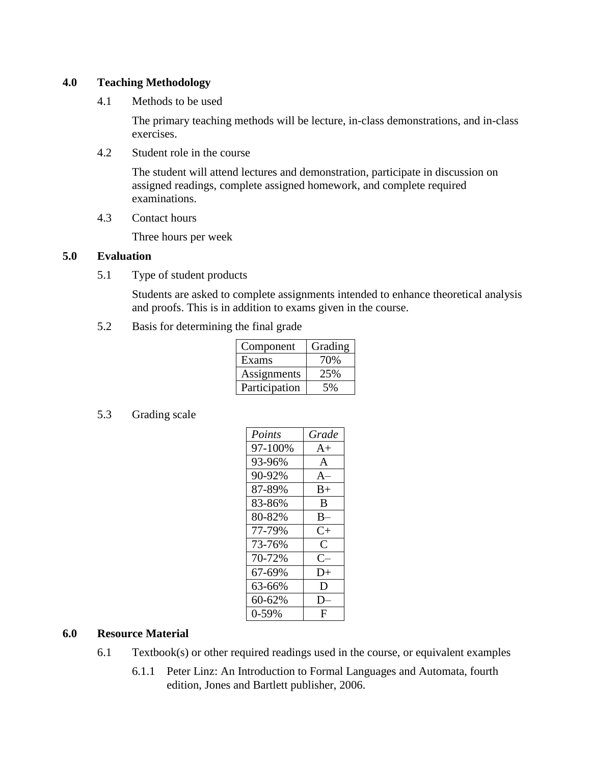## 4.0 Teaching Methodology

### 4.1 Methods to be used

The primary teaching methods will be lecture, in-class demonstrations, and in-class exercises.

### 4.2 Student role in the course

The student will attend lectures and demonstration, participate in discussion on assigned readings, complete assigned homework, and complete required examinations.

### 4.3 Contact hours

Three hours per week

## 5.0 Evaluation

### 5.1 Type of student products

Students are asked to complete assignments intended to enhance theoretical analysis and proofs. This is in addition to exams given in the course.

### 5.2 Basis for determining the final grade

| Component | Grading |
|---|---|
| Exams | 70% |
| Assignments | 25% |
| Participation | 5% |

### 5.3 Grading scale

| *Points* | *Grade* |
|---|---|
| 97-100% | A+ |
| 93-96% | A |
| 90-92% | A– |
| 87-89% | B+ |
| 83-86% | B |
| 80-82% | B– |
| 77-79% | C+ |
| 73-76% | C |
| 70-72% | C– |
| 67-69% | D+ |
| 63-66% | D |
| 60-62% | D– |
| 0-59% | F |

## 6.0 Resource Material

### 6.1 Textbook(s) or other required readings used in the course, or equivalent examples

6.1.1 Peter Linz: An Introduction to Formal Languages and Automata, fourth edition, Jones and Bartlett publisher, 2006.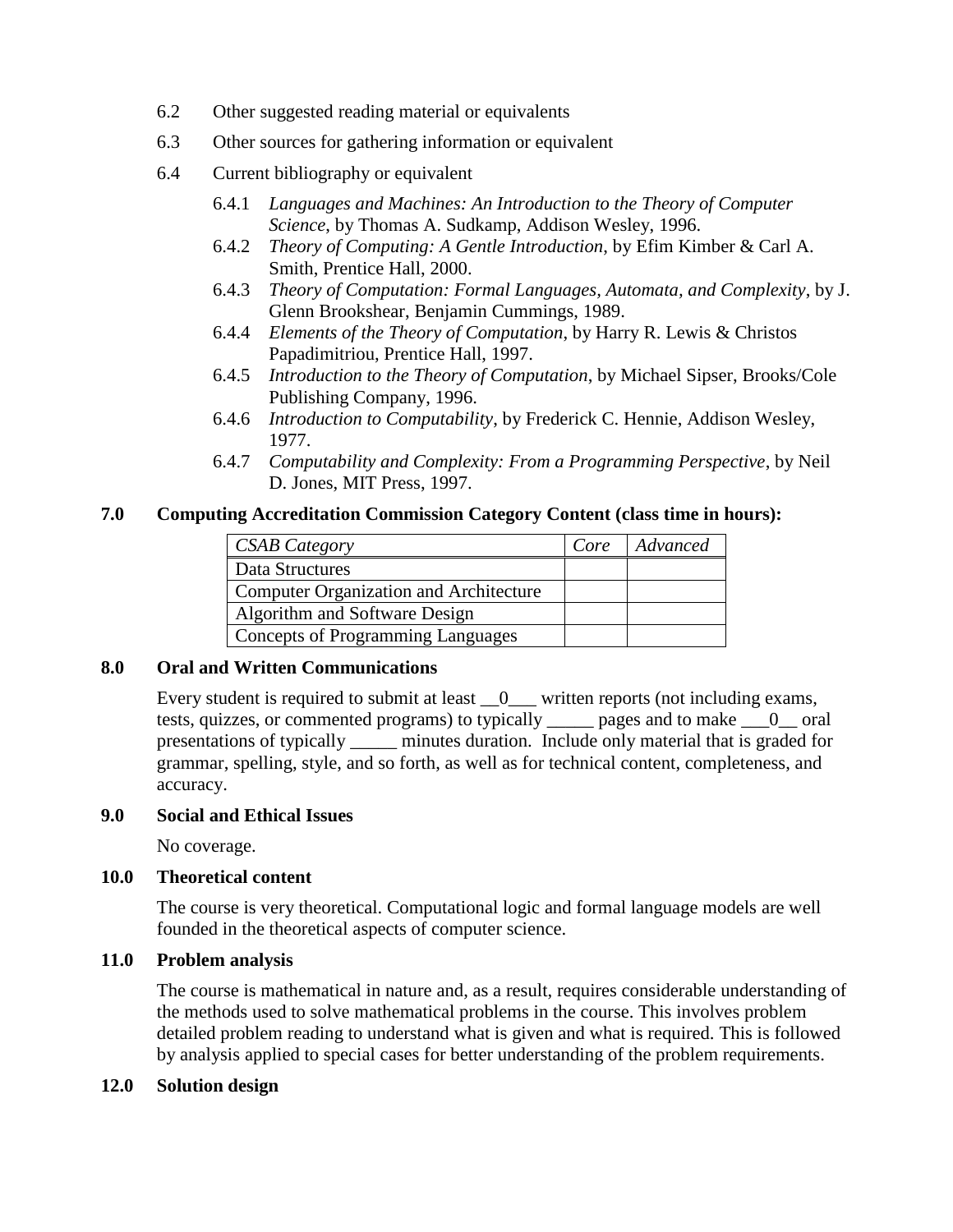6.2 Other suggested reading material or equivalents

6.3 Other sources for gathering information or equivalent

6.4 Current bibliography or equivalent

- 6.4.1 *Languages and Machines: An Introduction to the Theory of Computer Science*, by Thomas A. Sudkamp, Addison Wesley, 1996.
- 6.4.2 *Theory of Computing: A Gentle Introduction*, by Efim Kimber & Carl A. Smith, Prentice Hall, 2000.
- 6.4.3 *Theory of Computation: Formal Languages, Automata, and Complexity*, by J. Glenn Brookshear, Benjamin Cummings, 1989.
- 6.4.4 *Elements of the Theory of Computation*, by Harry R. Lewis & Christos Papadimitriou, Prentice Hall, 1997.
- 6.4.5 *Introduction to the Theory of Computation*, by Michael Sipser, Brooks/Cole Publishing Company, 1996.
- 6.4.6 *Introduction to Computability*, by Frederick C. Hennie, Addison Wesley, 1977.
- 6.4.7 *Computability and Complexity: From a Programming Perspective*, by Neil D. Jones, MIT Press, 1997.

## 7.0 Computing Accreditation Commission Category Content (class time in hours):

| *CSAB Category* | *Core* | *Advanced* |
|---|---|---|
| Data Structures | | |
| Computer Organization and Architecture | | |
| Algorithm and Software Design | | |
| Concepts of Programming Languages | | |

## 8.0 Oral and Written Communications

Every student is required to submit at least __0___ written reports (not including exams, tests, quizzes, or commented programs) to typically _____ pages and to make ___0__ oral presentations of typically _____ minutes duration. Include only material that is graded for grammar, spelling, style, and so forth, as well as for technical content, completeness, and accuracy.

## 9.0 Social and Ethical Issues

No coverage.

## 10.0 Theoretical content

The course is very theoretical. Computational logic and formal language models are well founded in the theoretical aspects of computer science.

## 11.0 Problem analysis

The course is mathematical in nature and, as a result, requires considerable understanding of the methods used to solve mathematical problems in the course. This involves problem detailed problem reading to understand what is given and what is required. This is followed by analysis applied to special cases for better understanding of the problem requirements.

## 12.0 Solution design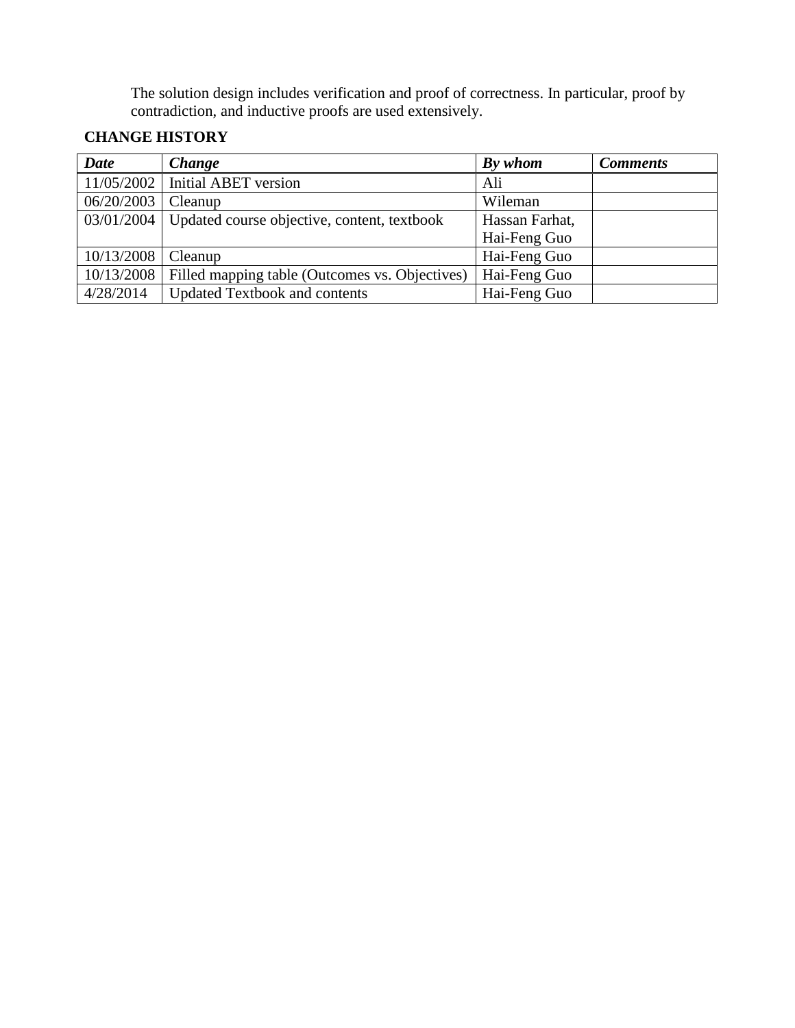The solution design includes verification and proof of correctness. In particular, proof by contradiction, and inductive proofs are used extensively.

## CHANGE HISTORY

| ***Date*** | ***Change*** | ***By whom*** | ***Comments*** |
|---|---|---|---|
| 11/05/2002 | Initial ABET version | Ali | |
| 06/20/2003 | Cleanup | Wileman | |
| 03/01/2004 | Updated course objective, content, textbook | Hassan Farhat, Hai-Feng Guo | |
| 10/13/2008 | Cleanup | Hai-Feng Guo | |
| 10/13/2008 | Filled mapping table (Outcomes vs. Objectives) | Hai-Feng Guo | |
| 4/28/2014 | Updated Textbook and contents | Hai-Feng Guo | |